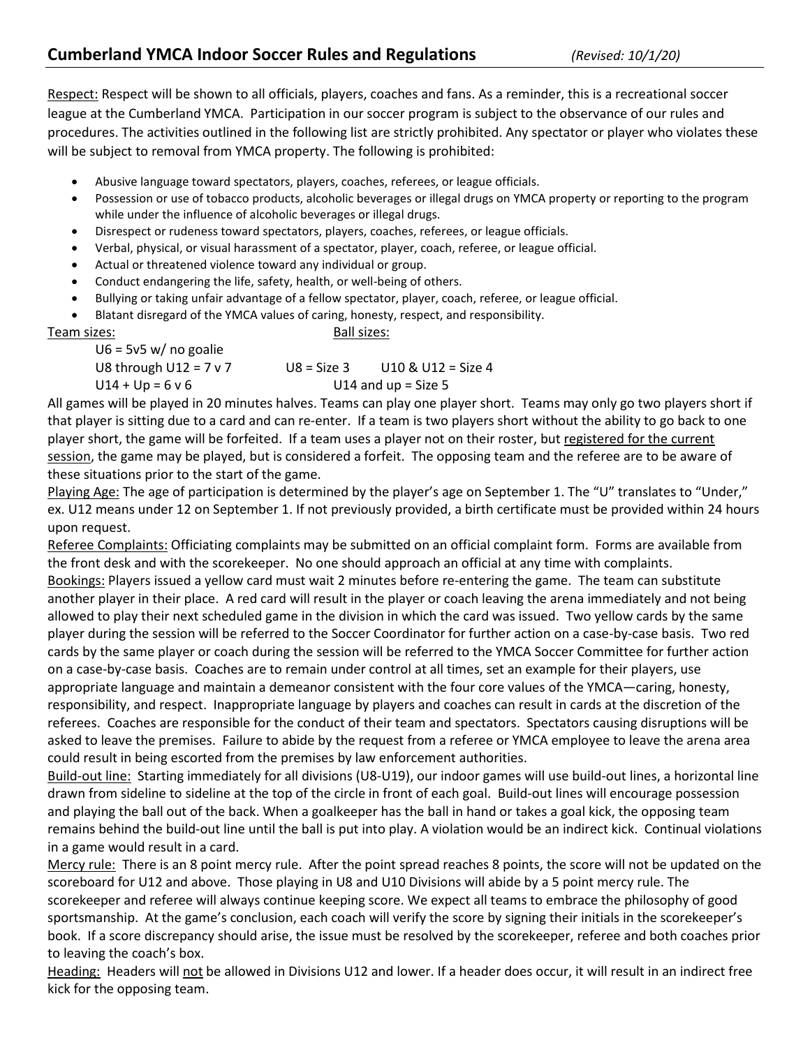## Cumberland YMCA Indoor Soccer Rules and Regulations *(Revised: 10/1/20)*

Respect: Respect will be shown to all officials, players, coaches and fans. As a reminder, this is a recreational soccer league at the Cumberland YMCA. Participation in our soccer program is subject to the observance of our rules and procedures. The activities outlined in the following list are strictly prohibited. Any spectator or player who violates these will be subject to removal from YMCA property. The following is prohibited:

- Abusive language toward spectators, players, coaches, referees, or league officials.
- Possession or use of tobacco products, alcoholic beverages or illegal drugs on YMCA property or reporting to the program while under the influence of alcoholic beverages or illegal drugs.
- Disrespect or rudeness toward spectators, players, coaches, referees, or league officials.
- Verbal, physical, or visual harassment of a spectator, player, coach, referee, or league official.
- Actual or threatened violence toward any individual or group.
- Conduct endangering the life, safety, health, or well-being of others.
- Bullying or taking unfair advantage of a fellow spectator, player, coach, referee, or league official.
- Blatant disregard of the YMCA values of caring, honesty, respect, and responsibility.

Team sizes:
- U6 = 5v5 w/ no goalie
- U8 through U12 = 7 v 7
- U14 + Up = 6 v 6

Ball sizes:
- U8 = Size 3
- U10 & U12 = Size 4
- U14 and up = Size 5

All games will be played in 20 minutes halves. Teams can play one player short. Teams may only go two players short if that player is sitting due to a card and can re-enter. If a team is two players short without the ability to go back to one player short, the game will be forfeited. If a team uses a player not on their roster, but registered for the current session, the game may be played, but is considered a forfeit. The opposing team and the referee are to be aware of these situations prior to the start of the game.

Playing Age: The age of participation is determined by the player's age on September 1. The "U" translates to "Under," ex. U12 means under 12 on September 1. If not previously provided, a birth certificate must be provided within 24 hours upon request.

Referee Complaints: Officiating complaints may be submitted on an official complaint form. Forms are available from the front desk and with the scorekeeper. No one should approach an official at any time with complaints.

Bookings: Players issued a yellow card must wait 2 minutes before re-entering the game. The team can substitute another player in their place. A red card will result in the player or coach leaving the arena immediately and not being allowed to play their next scheduled game in the division in which the card was issued. Two yellow cards by the same player during the session will be referred to the Soccer Coordinator for further action on a case-by-case basis. Two red cards by the same player or coach during the session will be referred to the YMCA Soccer Committee for further action on a case-by-case basis. Coaches are to remain under control at all times, set an example for their players, use appropriate language and maintain a demeanor consistent with the four core values of the YMCA—caring, honesty, responsibility, and respect. Inappropriate language by players and coaches can result in cards at the discretion of the referees. Coaches are responsible for the conduct of their team and spectators. Spectators causing disruptions will be asked to leave the premises. Failure to abide by the request from a referee or YMCA employee to leave the arena area could result in being escorted from the premises by law enforcement authorities.

Build-out line: Starting immediately for all divisions (U8-U19), our indoor games will use build-out lines, a horizontal line drawn from sideline to sideline at the top of the circle in front of each goal. Build-out lines will encourage possession and playing the ball out of the back. When a goalkeeper has the ball in hand or takes a goal kick, the opposing team remains behind the build-out line until the ball is put into play. A violation would be an indirect kick. Continual violations in a game would result in a card.

Mercy rule: There is an 8 point mercy rule. After the point spread reaches 8 points, the score will not be updated on the scoreboard for U12 and above. Those playing in U8 and U10 Divisions will abide by a 5 point mercy rule. The scorekeeper and referee will always continue keeping score. We expect all teams to embrace the philosophy of good sportsmanship. At the game's conclusion, each coach will verify the score by signing their initials in the scorekeeper's book. If a score discrepancy should arise, the issue must be resolved by the scorekeeper, referee and both coaches prior to leaving the coach's box.

Heading: Headers will not be allowed in Divisions U12 and lower. If a header does occur, it will result in an indirect free kick for the opposing team.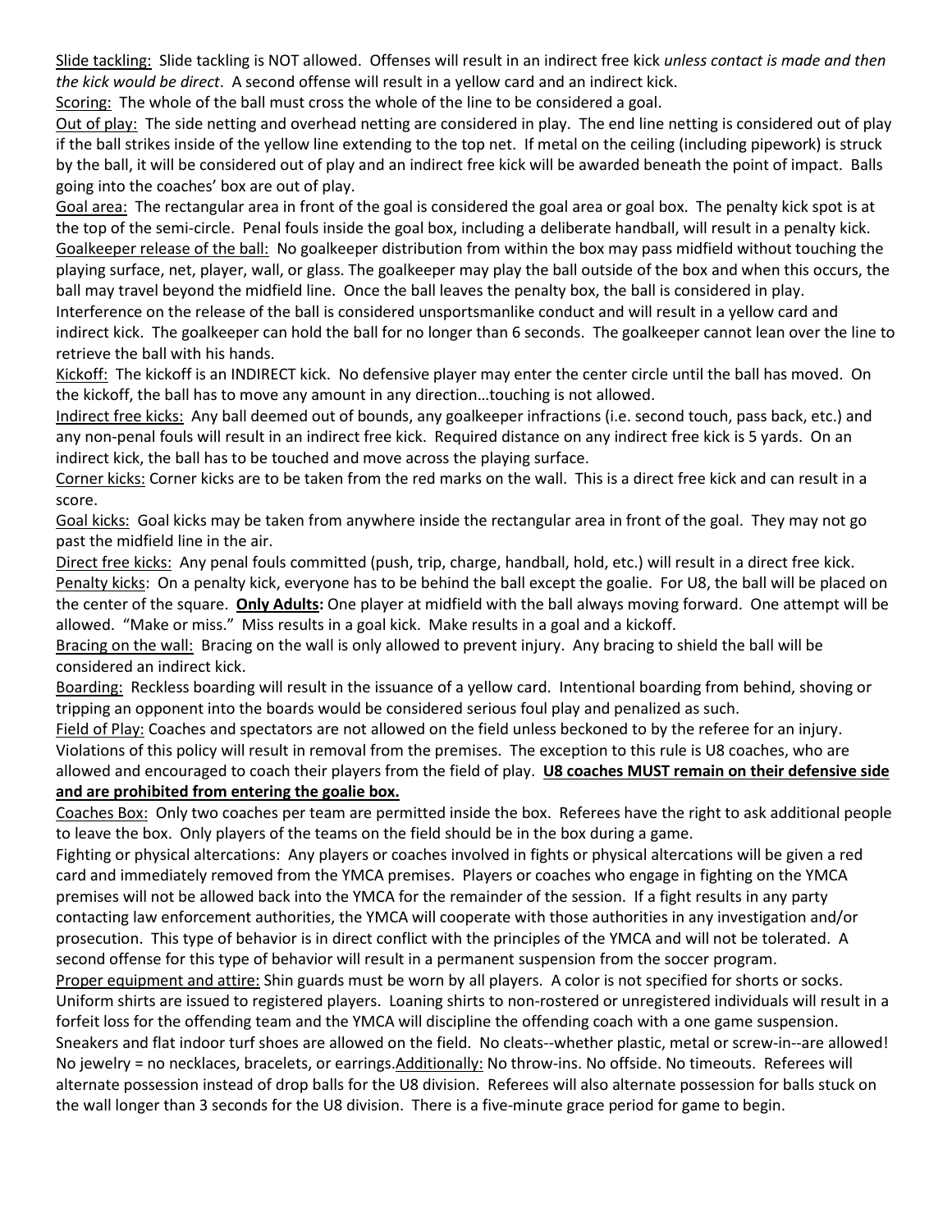Slide tackling: Slide tackling is NOT allowed. Offenses will result in an indirect free kick *unless contact is made and then the kick would be direct*. A second offense will result in a yellow card and an indirect kick.

Scoring: The whole of the ball must cross the whole of the line to be considered a goal.

Out of play: The side netting and overhead netting are considered in play. The end line netting is considered out of play if the ball strikes inside of the yellow line extending to the top net. If metal on the ceiling (including pipework) is struck by the ball, it will be considered out of play and an indirect free kick will be awarded beneath the point of impact. Balls going into the coaches' box are out of play.

Goal area: The rectangular area in front of the goal is considered the goal area or goal box. The penalty kick spot is at the top of the semi-circle. Penal fouls inside the goal box, including a deliberate handball, will result in a penalty kick.

Goalkeeper release of the ball: No goalkeeper distribution from within the box may pass midfield without touching the playing surface, net, player, wall, or glass. The goalkeeper may play the ball outside of the box and when this occurs, the ball may travel beyond the midfield line. Once the ball leaves the penalty box, the ball is considered in play. Interference on the release of the ball is considered unsportsmanlike conduct and will result in a yellow card and indirect kick. The goalkeeper can hold the ball for no longer than 6 seconds. The goalkeeper cannot lean over the line to retrieve the ball with his hands.

Kickoff: The kickoff is an INDIRECT kick. No defensive player may enter the center circle until the ball has moved. On the kickoff, the ball has to move any amount in any direction…touching is not allowed.

Indirect free kicks: Any ball deemed out of bounds, any goalkeeper infractions (i.e. second touch, pass back, etc.) and any non-penal fouls will result in an indirect free kick. Required distance on any indirect free kick is 5 yards. On an indirect kick, the ball has to be touched and move across the playing surface.

Corner kicks: Corner kicks are to be taken from the red marks on the wall. This is a direct free kick and can result in a score.

Goal kicks: Goal kicks may be taken from anywhere inside the rectangular area in front of the goal. They may not go past the midfield line in the air.

Direct free kicks: Any penal fouls committed (push, trip, charge, handball, hold, etc.) will result in a direct free kick.

Penalty kicks: On a penalty kick, everyone has to be behind the ball except the goalie. For U8, the ball will be placed on the center of the square. **Only Adults:** One player at midfield with the ball always moving forward. One attempt will be allowed. "Make or miss." Miss results in a goal kick. Make results in a goal and a kickoff.

Bracing on the wall: Bracing on the wall is only allowed to prevent injury. Any bracing to shield the ball will be considered an indirect kick.

Boarding: Reckless boarding will result in the issuance of a yellow card. Intentional boarding from behind, shoving or tripping an opponent into the boards would be considered serious foul play and penalized as such.

Field of Play: Coaches and spectators are not allowed on the field unless beckoned to by the referee for an injury. Violations of this policy will result in removal from the premises. The exception to this rule is U8 coaches, who are allowed and encouraged to coach their players from the field of play. **U8 coaches MUST remain on their defensive side and are prohibited from entering the goalie box.**

Coaches Box: Only two coaches per team are permitted inside the box. Referees have the right to ask additional people to leave the box. Only players of the teams on the field should be in the box during a game.

Fighting or physical altercations: Any players or coaches involved in fights or physical altercations will be given a red card and immediately removed from the YMCA premises. Players or coaches who engage in fighting on the YMCA premises will not be allowed back into the YMCA for the remainder of the session. If a fight results in any party contacting law enforcement authorities, the YMCA will cooperate with those authorities in any investigation and/or prosecution. This type of behavior is in direct conflict with the principles of the YMCA and will not be tolerated. A second offense for this type of behavior will result in a permanent suspension from the soccer program.

Proper equipment and attire: Shin guards must be worn by all players. A color is not specified for shorts or socks. Uniform shirts are issued to registered players. Loaning shirts to non-rostered or unregistered individuals will result in a forfeit loss for the offending team and the YMCA will discipline the offending coach with a one game suspension. Sneakers and flat indoor turf shoes are allowed on the field. No cleats--whether plastic, metal or screw-in--are allowed! No jewelry = no necklaces, bracelets, or earrings. Additionally: No throw-ins. No offside. No timeouts. Referees will alternate possession instead of drop balls for the U8 division. Referees will also alternate possession for balls stuck on the wall longer than 3 seconds for the U8 division. There is a five-minute grace period for game to begin.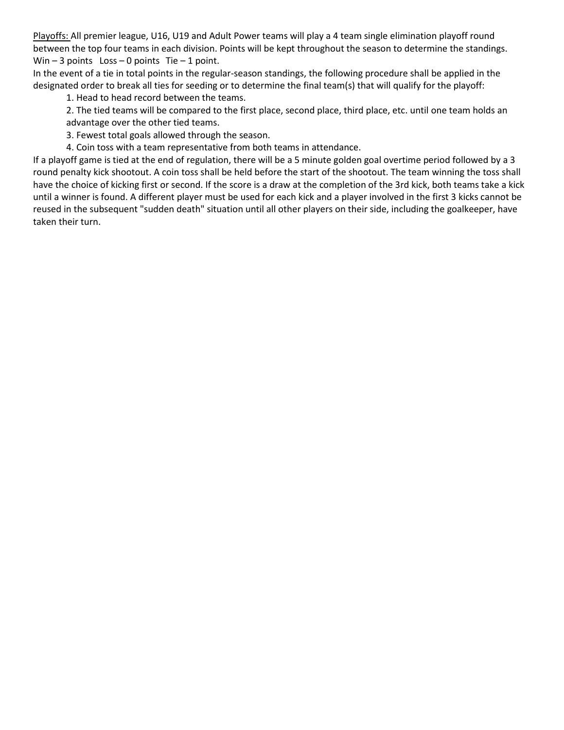<u>Playoffs:</u> All premier league, U16, U19 and Adult Power teams will play a 4 team single elimination playoff round between the top four teams in each division. Points will be kept throughout the season to determine the standings. Win – 3 points   Loss – 0 points   Tie – 1 point.

In the event of a tie in total points in the regular-season standings, the following procedure shall be applied in the designated order to break all ties for seeding or to determine the final team(s) that will qualify for the playoff:

1. Head to head record between the teams.
2. The tied teams will be compared to the first place, second place, third place, etc. until one team holds an advantage over the other tied teams.
3. Fewest total goals allowed through the season.
4. Coin toss with a team representative from both teams in attendance.

If a playoff game is tied at the end of regulation, there will be a 5 minute golden goal overtime period followed by a 3 round penalty kick shootout. A coin toss shall be held before the start of the shootout. The team winning the toss shall have the choice of kicking first or second. If the score is a draw at the completion of the 3rd kick, both teams take a kick until a winner is found. A different player must be used for each kick and a player involved in the first 3 kicks cannot be reused in the subsequent "sudden death" situation until all other players on their side, including the goalkeeper, have taken their turn.